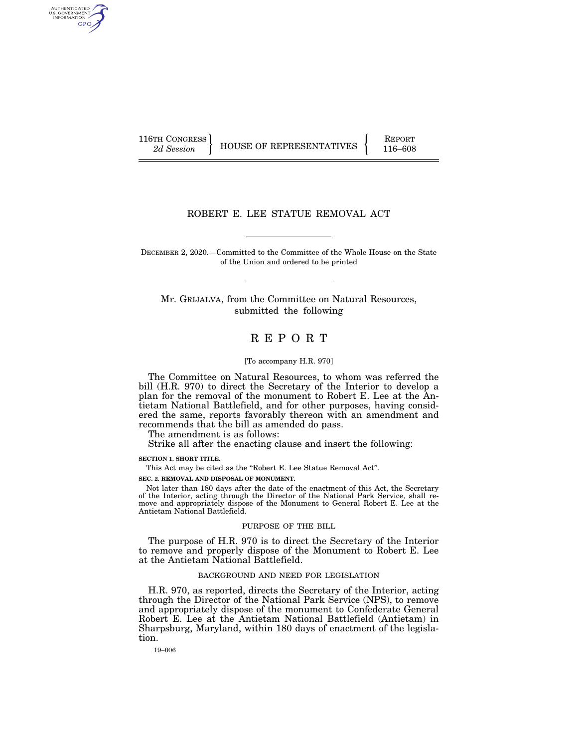116TH CONGRESS
*2d Session*

HOUSE OF REPRESENTATIVES

REPORT
116–608

# ROBERT E. LEE STATUE REMOVAL ACT

DECEMBER 2, 2020.—Committed to the Committee of the Whole House on the State of the Union and ordered to be printed

Mr. GRIJALVA, from the Committee on Natural Resources, submitted the following

# R E P O R T

[To accompany H.R. 970]

The Committee on Natural Resources, to whom was referred the bill (H.R. 970) to direct the Secretary of the Interior to develop a plan for the removal of the monument to Robert E. Lee at the Antietam National Battlefield, and for other purposes, having considered the same, reports favorably thereon with an amendment and recommends that the bill as amended do pass.

The amendment is as follows:

Strike all after the enacting clause and insert the following:

**SECTION 1. SHORT TITLE.**

This Act may be cited as the "Robert E. Lee Statue Removal Act".

**SEC. 2. REMOVAL AND DISPOSAL OF MONUMENT.**

Not later than 180 days after the date of the enactment of this Act, the Secretary of the Interior, acting through the Director of the National Park Service, shall remove and appropriately dispose of the Monument to General Robert E. Lee at the Antietam National Battlefield.

## PURPOSE OF THE BILL

The purpose of H.R. 970 is to direct the Secretary of the Interior to remove and properly dispose of the Monument to Robert E. Lee at the Antietam National Battlefield.

## BACKGROUND AND NEED FOR LEGISLATION

H.R. 970, as reported, directs the Secretary of the Interior, acting through the Director of the National Park Service (NPS), to remove and appropriately dispose of the monument to Confederate General Robert E. Lee at the Antietam National Battlefield (Antietam) in Sharpsburg, Maryland, within 180 days of enactment of the legislation.

19–006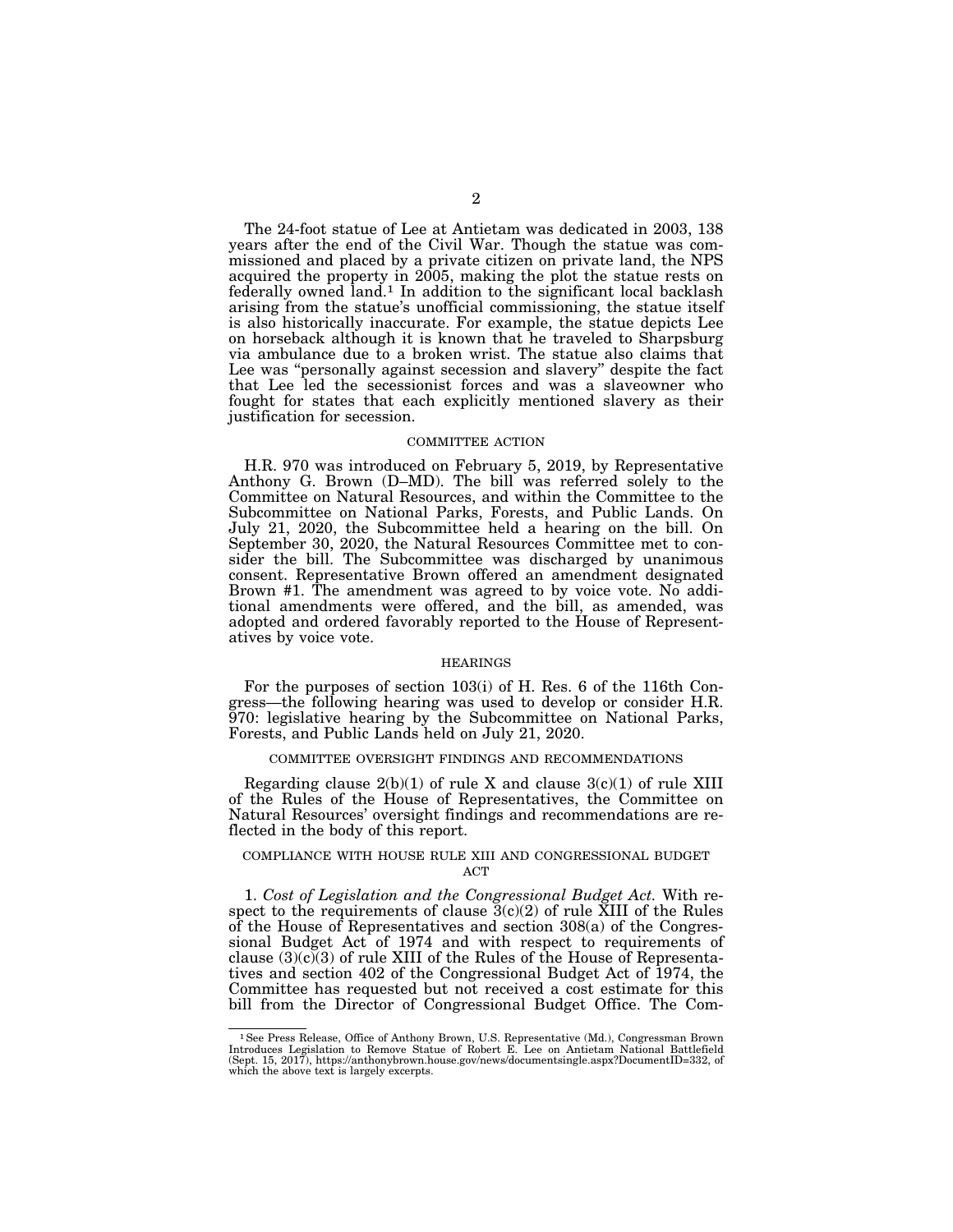The 24-foot statue of Lee at Antietam was dedicated in 2003, 138 years after the end of the Civil War. Though the statue was commissioned and placed by a private citizen on private land, the NPS acquired the property in 2005, making the plot the statue rests on federally owned land.[1] In addition to the significant local backlash arising from the statue's unofficial commissioning, the statue itself is also historically inaccurate. For example, the statue depicts Lee on horseback although it is known that he traveled to Sharpsburg via ambulance due to a broken wrist. The statue also claims that Lee was "personally against secession and slavery" despite the fact that Lee led the secessionist forces and was a slaveowner who fought for states that each explicitly mentioned slavery as their justification for secession.

## COMMITTEE ACTION

H.R. 970 was introduced on February 5, 2019, by Representative Anthony G. Brown (D–MD). The bill was referred solely to the Committee on Natural Resources, and within the Committee to the Subcommittee on National Parks, Forests, and Public Lands. On July 21, 2020, the Subcommittee held a hearing on the bill. On September 30, 2020, the Natural Resources Committee met to consider the bill. The Subcommittee was discharged by unanimous consent. Representative Brown offered an amendment designated Brown #1. The amendment was agreed to by voice vote. No additional amendments were offered, and the bill, as amended, was adopted and ordered favorably reported to the House of Representatives by voice vote.

## HEARINGS

For the purposes of section 103(i) of H. Res. 6 of the 116th Congress—the following hearing was used to develop or consider H.R. 970: legislative hearing by the Subcommittee on National Parks, Forests, and Public Lands held on July 21, 2020.

## COMMITTEE OVERSIGHT FINDINGS AND RECOMMENDATIONS

Regarding clause 2(b)(1) of rule X and clause 3(c)(1) of rule XIII of the Rules of the House of Representatives, the Committee on Natural Resources' oversight findings and recommendations are reflected in the body of this report.

## COMPLIANCE WITH HOUSE RULE XIII AND CONGRESSIONAL BUDGET ACT

1. *Cost of Legislation and the Congressional Budget Act.* With respect to the requirements of clause 3(c)(2) of rule XIII of the Rules of the House of Representatives and section 308(a) of the Congressional Budget Act of 1974 and with respect to requirements of clause (3)(c)(3) of rule XIII of the Rules of the House of Representatives and section 402 of the Congressional Budget Act of 1974, the Committee has requested but not received a cost estimate for this bill from the Director of Congressional Budget Office. The Com-

---

[1] See Press Release, Office of Anthony Brown, U.S. Representative (Md.), Congressman Brown Introduces Legislation to Remove Statue of Robert E. Lee on Antietam National Battlefield (Sept. 15, 2017), https://anthonybrown.house.gov/news/documentsingle.aspx?DocumentID=332, of which the above text is largely excerpts.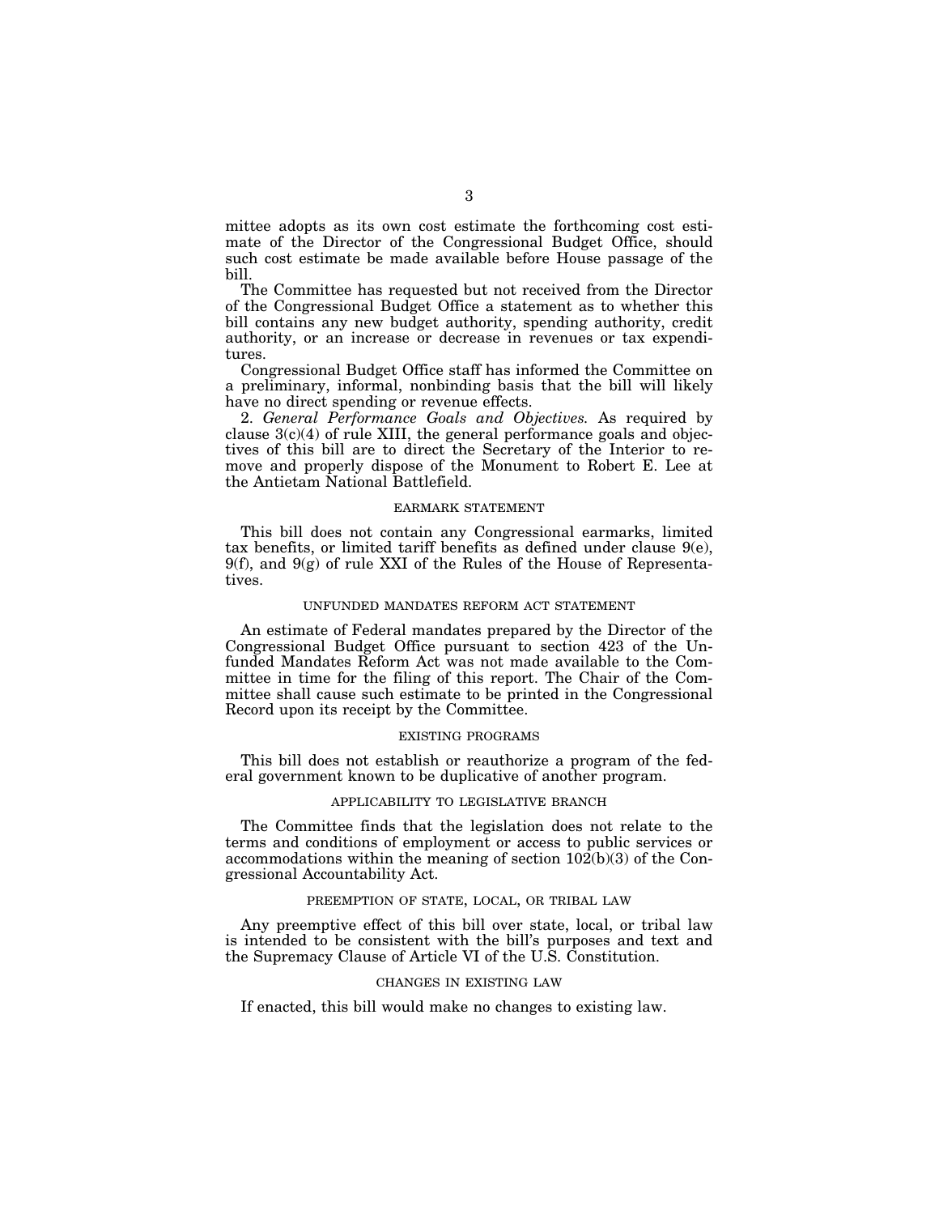mittee adopts as its own cost estimate the forthcoming cost estimate of the Director of the Congressional Budget Office, should such cost estimate be made available before House passage of the bill.

The Committee has requested but not received from the Director of the Congressional Budget Office a statement as to whether this bill contains any new budget authority, spending authority, credit authority, or an increase or decrease in revenues or tax expenditures.

Congressional Budget Office staff has informed the Committee on a preliminary, informal, nonbinding basis that the bill will likely have no direct spending or revenue effects.

2. *General Performance Goals and Objectives.* As required by clause 3(c)(4) of rule XIII, the general performance goals and objectives of this bill are to direct the Secretary of the Interior to remove and properly dispose of the Monument to Robert E. Lee at the Antietam National Battlefield.

## EARMARK STATEMENT

This bill does not contain any Congressional earmarks, limited tax benefits, or limited tariff benefits as defined under clause 9(e), 9(f), and 9(g) of rule XXI of the Rules of the House of Representatives.

## UNFUNDED MANDATES REFORM ACT STATEMENT

An estimate of Federal mandates prepared by the Director of the Congressional Budget Office pursuant to section 423 of the Unfunded Mandates Reform Act was not made available to the Committee in time for the filing of this report. The Chair of the Committee shall cause such estimate to be printed in the Congressional Record upon its receipt by the Committee.

## EXISTING PROGRAMS

This bill does not establish or reauthorize a program of the federal government known to be duplicative of another program.

## APPLICABILITY TO LEGISLATIVE BRANCH

The Committee finds that the legislation does not relate to the terms and conditions of employment or access to public services or accommodations within the meaning of section 102(b)(3) of the Congressional Accountability Act.

## PREEMPTION OF STATE, LOCAL, OR TRIBAL LAW

Any preemptive effect of this bill over state, local, or tribal law is intended to be consistent with the bill's purposes and text and the Supremacy Clause of Article VI of the U.S. Constitution.

## CHANGES IN EXISTING LAW

If enacted, this bill would make no changes to existing law.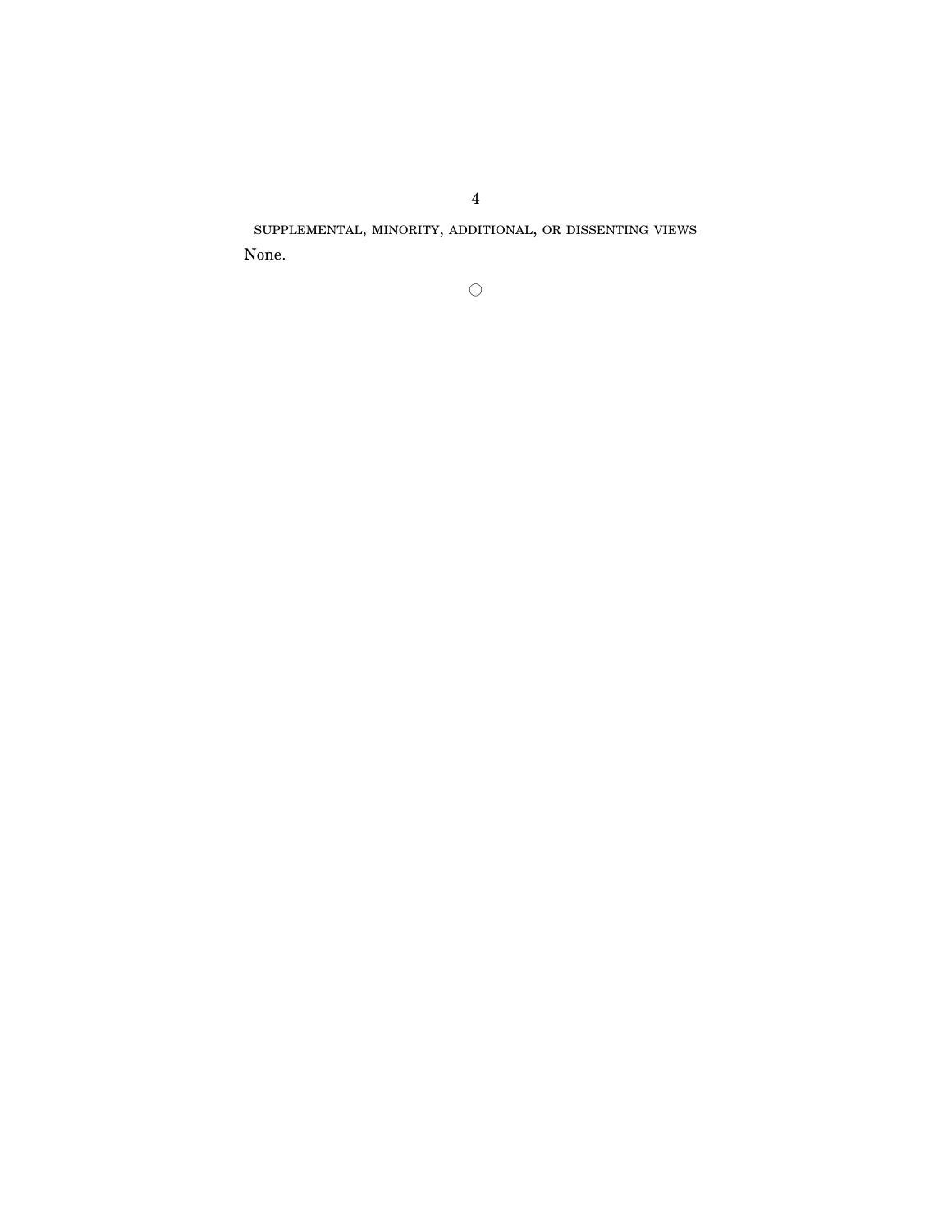## SUPPLEMENTAL, MINORITY, ADDITIONAL, OR DISSENTING VIEWS

None.